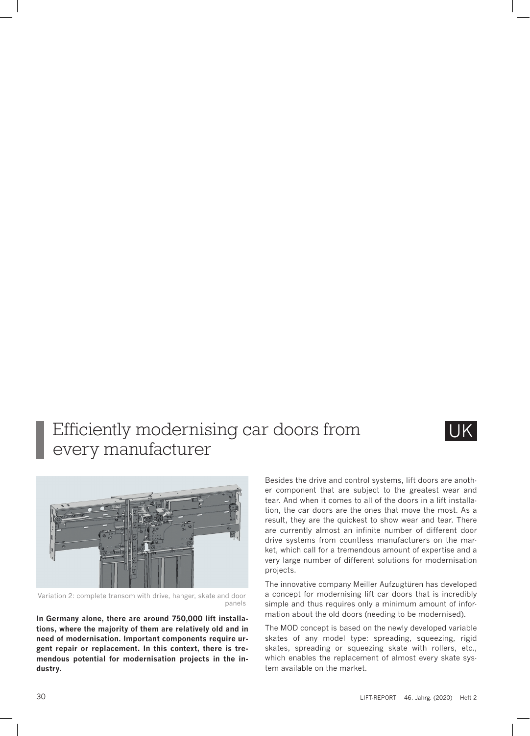# Efficiently modernising car doors from every manufacturer

UK

Variation 2: complete transom with drive, hanger, skate and door panels

**In Germany alone, there are around 750,000 lift installations, where the majority of them are relatively old and in need of modernisation. Important components require urgent repair or replacement. In this context, there is tremendous potential for modernisation projects in the industry.**

Besides the drive and control systems, lift doors are another component that are subject to the greatest wear and tear. And when it comes to all of the doors in a lift installation, the car doors are the ones that move the most. As a result, they are the quickest to show wear and tear. There are currently almost an infinite number of different door drive systems from countless manufacturers on the market, which call for a tremendous amount of expertise and a very large number of different solutions for modernisation projects.

The innovative company Meiller Aufzugtüren has developed a concept for modernising lift car doors that is incredibly simple and thus requires only a minimum amount of information about the old doors (needing to be modernised).

The MOD concept is based on the newly developed variable skates of any model type: spreading, squeezing, rigid skates, spreading or squeezing skate with rollers, etc., which enables the replacement of almost every skate system available on the market.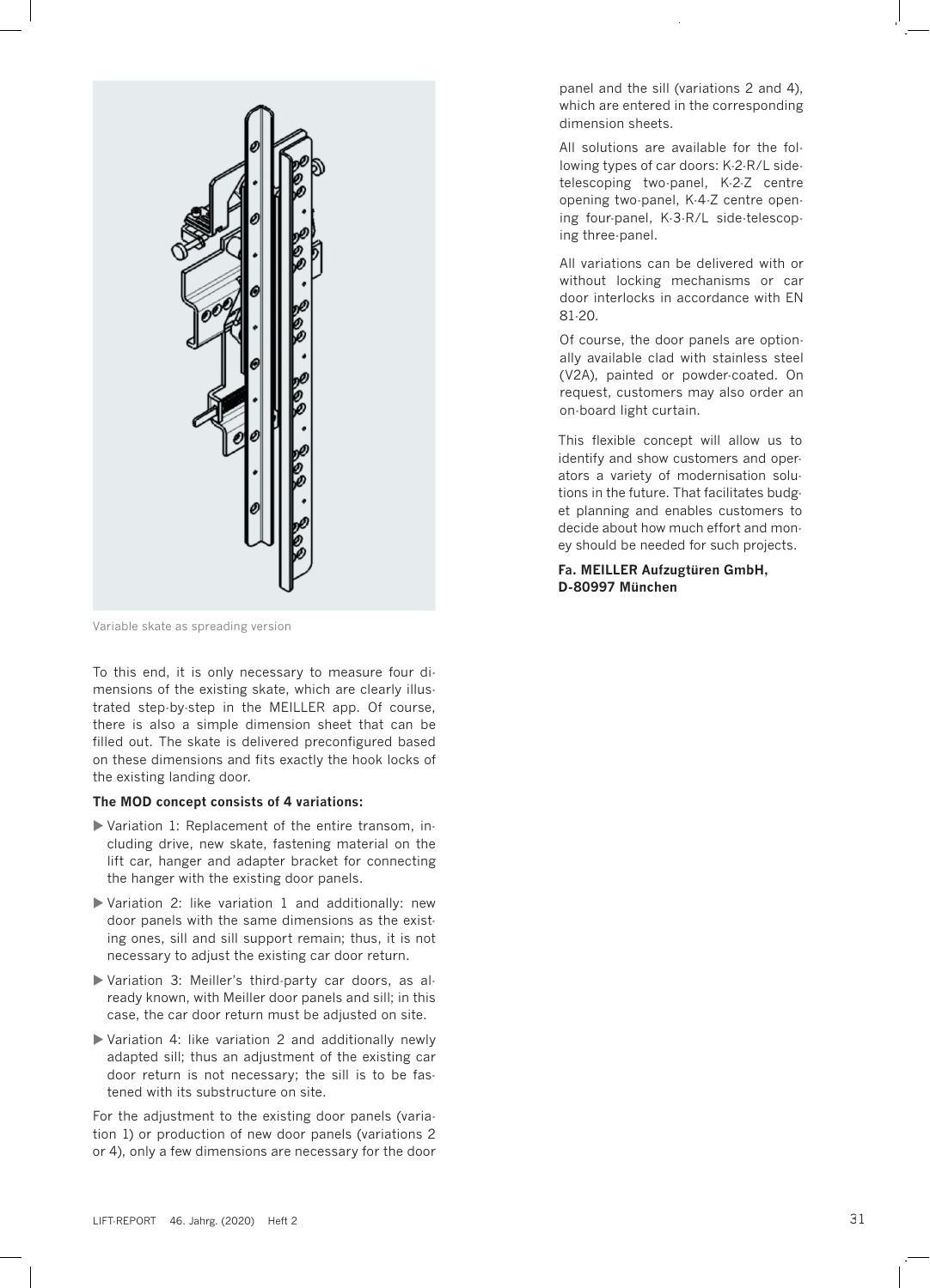Variable skate as spreading version

To this end, it is only necessary to measure four dimensions of the existing skate, which are clearly illustrated step-by-step in the MEILLER app. Of course, there is also a simple dimension sheet that can be filled out. The skate is delivered preconfigured based on these dimensions and fits exactly the hook locks of the existing landing door.

**The MOD concept consists of 4 variations:**

- Variation 1: Replacement of the entire transom, including drive, new skate, fastening material on the lift car, hanger and adapter bracket for connecting the hanger with the existing door panels.
- Variation 2: like variation 1 and additionally: new door panels with the same dimensions as the existing ones, sill and sill support remain; thus, it is not necessary to adjust the existing car door return.
- Variation 3: Meiller's third-party car doors, as already known, with Meiller door panels and sill; in this case, the car door return must be adjusted on site.
- Variation 4: like variation 2 and additionally newly adapted sill; thus an adjustment of the existing car door return is not necessary; the sill is to be fastened with its substructure on site.

For the adjustment to the existing door panels (variation 1) or production of new door panels (variations 2 or 4), only a few dimensions are necessary for the door panel and the sill (variations 2 and 4), which are entered in the corresponding dimension sheets.

All solutions are available for the following types of car doors: K-2-R/L side-telescoping two-panel, K-2-Z centre opening two-panel, K-4-Z centre opening four-panel, K-3-R/L side-telescoping three-panel.

All variations can be delivered with or without locking mechanisms or car door interlocks in accordance with EN 81-20.

Of course, the door panels are optionally available clad with stainless steel (V2A), painted or powder-coated. On request, customers may also order an on-board light curtain.

This flexible concept will allow us to identify and show customers and operators a variety of modernisation solutions in the future. That facilitates budget planning and enables customers to decide about how much effort and money should be needed for such projects.

**Fa. MEILLER Aufzugtüren GmbH,**
**D-80997 München**